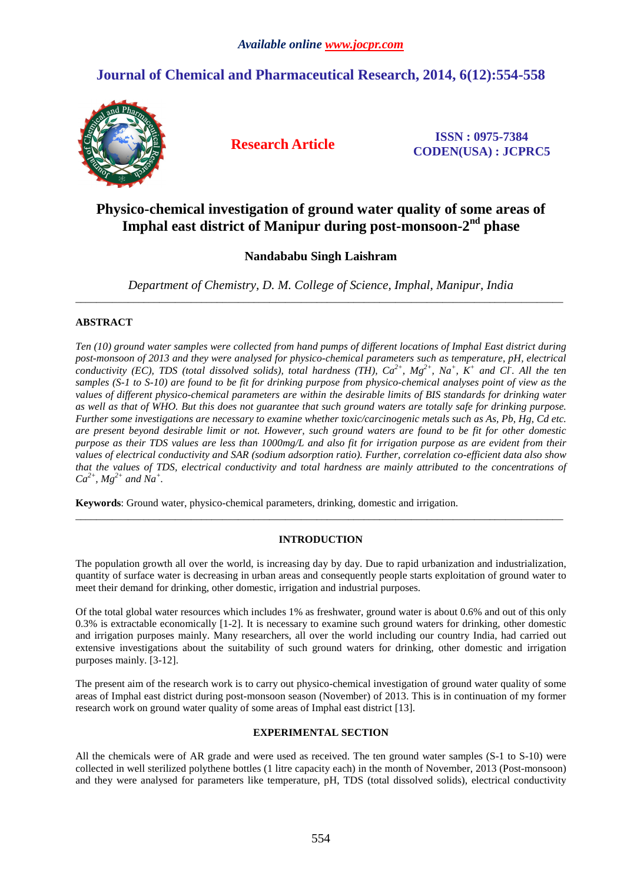# Physico-chemical investigation of ground water quality of some areas of Imphal east district of Manipur during post-monsoon-2nd phase

**Nandababu Singh Laishram**

*Department of Chemistry, D. M. College of Science, Imphal, Manipur, India*

---

## ABSTRACT

*Ten (10) ground water samples were collected from hand pumps of different locations of Imphal East district during post-monsoon of 2013 and they were analysed for physico-chemical parameters such as temperature, pH, electrical conductivity (EC), TDS (total dissolved solids), total hardness (TH), $Ca^{2+}$, $Mg^{2+}$, $Na^{+}$, $K^{+}$ and $Cl^{-}$. All the ten samples (S-1 to S-10) are found to be fit for drinking purpose from physico-chemical analyses point of view as the values of different physico-chemical parameters are within the desirable limits of BIS standards for drinking water as well as that of WHO. But this does not guarantee that such ground waters are totally safe for drinking purpose. Further some investigations are necessary to examine whether toxic/carcinogenic metals such as As, Pb, Hg, Cd etc. are present beyond desirable limit or not. However, such ground waters are found to be fit for other domestic purpose as their TDS values are less than 1000mg/L and also fit for irrigation purpose as are evident from their values of electrical conductivity and SAR (sodium adsorption ratio). Further, correlation co-efficient data also show that the values of TDS, electrical conductivity and total hardness are mainly attributed to the concentrations of $Ca^{2+}$, $Mg^{2+}$ and $Na^{+}$.*

**Keywords**: Ground water, physico-chemical parameters, drinking, domestic and irrigation.

---

## INTRODUCTION

The population growth all over the world, is increasing day by day. Due to rapid urbanization and industrialization, quantity of surface water is decreasing in urban areas and consequently people starts exploitation of ground water to meet their demand for drinking, other domestic, irrigation and industrial purposes.

Of the total global water resources which includes 1% as freshwater, ground water is about 0.6% and out of this only 0.3% is extractable economically [1-2]. It is necessary to examine such ground waters for drinking, other domestic and irrigation purposes mainly. Many researchers, all over the world including our country India, had carried out extensive investigations about the suitability of such ground waters for drinking, other domestic and irrigation purposes mainly. [3-12].

The present aim of the research work is to carry out physico-chemical investigation of ground water quality of some areas of Imphal east district during post-monsoon season (November) of 2013. This is in continuation of my former research work on ground water quality of some areas of Imphal east district [13].

## EXPERIMENTAL SECTION

All the chemicals were of AR grade and were used as received. The ten ground water samples (S-1 to S-10) were collected in well sterilized polythene bottles (1 litre capacity each) in the month of November, 2013 (Post-monsoon) and they were analysed for parameters like temperature, pH, TDS (total dissolved solids), electrical conductivity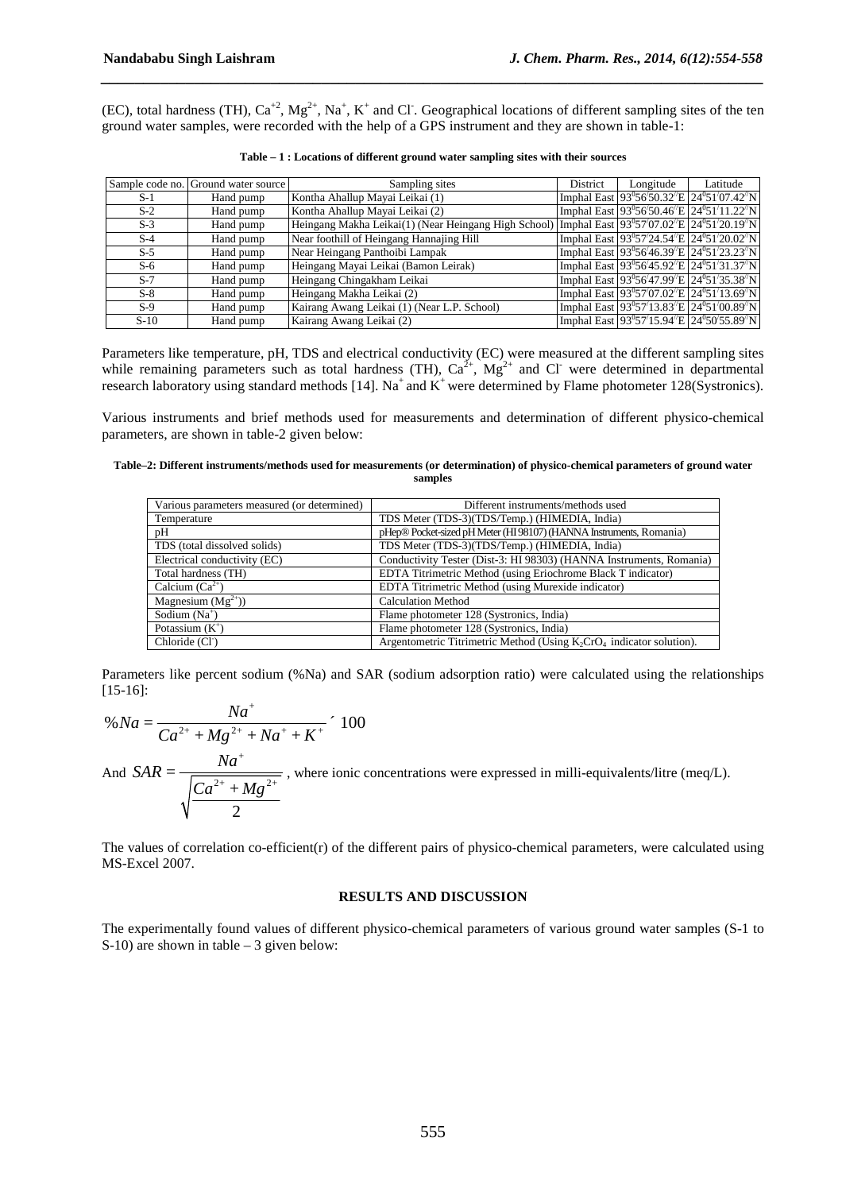(EC), total hardness (TH), $Ca^{+2}$, $Mg^{2+}$, $Na^{+}$, $K^{+}$ and $Cl^{-}$. Geographical locations of different sampling sites of the ten ground water samples, were recorded with the help of a GPS instrument and they are shown in table-1:

**Table – 1 : Locations of different ground water sampling sites with their sources**

| Sample code no. | Ground water source | Sampling sites | District | Longitude | Latitude |
|---|---|---|---|---|---|
| S-1 | Hand pump | Kontha Ahallup Mayai Leikai (1) | Imphal East | $93^0 56' 50.32''$E | $24^0 51' 07.42''$N |
| S-2 | Hand pump | Kontha Ahallup Mayai Leikai (2) | Imphal East | $93^0 56' 50.46''$E | $24^0 51' 11.22''$N |
| S-3 | Hand pump | Heingang Makha Leikai(1) (Near Heingang High School) | Imphal East | $93^0 57' 07.02''$E | $24^0 51' 20.19''$N |
| S-4 | Hand pump | Near foothill of Heingang Hannajing Hill | Imphal East | $93^0 57' 24.54''$E | $24^0 51' 20.02''$N |
| S-5 | Hand pump | Near Heingang Panthoibi Lampak | Imphal East | $93^0 56' 46.39''$E | $24^0 51' 23.23''$N |
| S-6 | Hand pump | Heingang Mayai Leikai (Bamon Leirak) | Imphal East | $93^0 56' 45.92''$E | $24^0 51' 31.37''$N |
| S-7 | Hand pump | Heingang Chingakham Leikai | Imphal East | $93^0 56' 47.99''$E | $24^0 51' 35.38''$N |
| S-8 | Hand pump | Heingang Makha Leikai (2) | Imphal East | $93^0 57' 07.02''$E | $24^0 51' 13.69''$N |
| S-9 | Hand pump | Kairang Awang Leikai (1) (Near L.P. School) | Imphal East | $93^0 57' 13.83''$E | $24^0 51' 00.89''$N |
| S-10 | Hand pump | Kairang Awang Leikai (2) | Imphal East | $93^0 57' 15.94''$E | $24^0 50' 55.89''$N |

Parameters like temperature, pH, TDS and electrical conductivity (EC) were measured at the different sampling sites while remaining parameters such as total hardness (TH), $Ca^{2+}$, $Mg^{2+}$ and $Cl^{-}$ were determined in departmental research laboratory using standard methods [14]. $Na^{+}$ and $K^{+}$ were determined by Flame photometer 128(Systronics).

Various instruments and brief methods used for measurements and determination of different physico-chemical parameters, are shown in table-2 given below:

**Table–2: Different instruments/methods used for measurements (or determination) of physico-chemical parameters of ground water samples**

| Various parameters measured (or determined) | Different instruments/methods used |
|---|---|
| Temperature | TDS Meter (TDS-3)(TDS/Temp.) (HIMEDIA, India) |
| pH | pHep® Pocket-sized pH Meter (HI 98107) (HANNA Instruments, Romania) |
| TDS (total dissolved solids) | TDS Meter (TDS-3)(TDS/Temp.) (HIMEDIA, India) |
| Electrical conductivity (EC) | Conductivity Tester (Dist-3: HI 98303) (HANNA Instruments, Romania) |
| Total hardness (TH) | EDTA Titrimetric Method (using Eriochrome Black T indicator) |
| Calcium ($Ca^{2+}$) | EDTA Titrimetric Method (using Murexide indicator) |
| Magnesium ($Mg^{2+}$)) | Calculation Method |
| Sodium ($Na^{+}$) | Flame photometer 128 (Systronics, India) |
| Potassium ($K^{+}$) | Flame photometer 128 (Systronics, India) |
| Chloride ($Cl^{-}$) | Argentometric Titrimetric Method (Using $K_2CrO_4$ indicator solution). |

Parameters like percent sodium (%Na) and SAR (sodium adsorption ratio) were calculated using the relationships [15-16]:

$$\%Na = \frac{Na^{+}}{Ca^{2+} + Mg^{2+} + Na^{+} + K^{+}} \times 100$$

And $SAR = \dfrac{Na^{+}}{\sqrt{\dfrac{Ca^{2+} + Mg^{2+}}{2}}}$, where ionic concentrations were expressed in milli-equivalents/litre (meq/L).

The values of correlation co-efficient(r) of the different pairs of physico-chemical parameters, were calculated using MS-Excel 2007.

## RESULTS AND DISCUSSION

The experimentally found values of different physico-chemical parameters of various ground water samples (S-1 to S-10) are shown in table – 3 given below: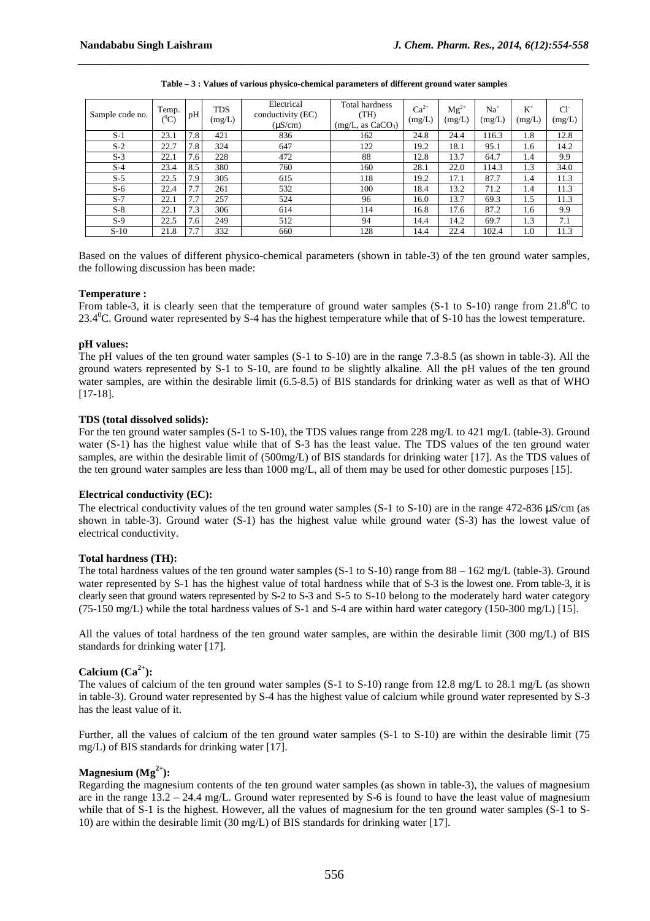**Table – 3 : Values of various physico-chemical parameters of different ground water samples**

| Sample code no. | Temp. ($^0$C) | pH | TDS (mg/L) | Electrical conductivity (EC) (μS/cm) | Total hardness (TH) (mg/L, as $CaCO_3$) | $Ca^{2+}$ (mg/L) | $Mg^{2+}$ (mg/L) | $Na^+$ (mg/L) | $K^+$ (mg/L) | $Cl^-$ (mg/L) |
|---|---|---|---|---|---|---|---|---|---|---|
| S-1 | 23.1 | 7.8 | 421 | 836 | 162 | 24.8 | 24.4 | 116.3 | 1.8 | 12.8 |
| S-2 | 22.7 | 7.8 | 324 | 647 | 122 | 19.2 | 18.1 | 95.1 | 1.6 | 14.2 |
| S-3 | 22.1 | 7.6 | 228 | 472 | 88 | 12.8 | 13.7 | 64.7 | 1.4 | 9.9 |
| S-4 | 23.4 | 8.5 | 380 | 760 | 160 | 28.1 | 22.0 | 114.3 | 1.3 | 34.0 |
| S-5 | 22.5 | 7.9 | 305 | 615 | 118 | 19.2 | 17.1 | 87.7 | 1.4 | 11.3 |
| S-6 | 22.4 | 7.7 | 261 | 532 | 100 | 18.4 | 13.2 | 71.2 | 1.4 | 11.3 |
| S-7 | 22.1 | 7.7 | 257 | 524 | 96 | 16.0 | 13.7 | 69.3 | 1.5 | 11.3 |
| S-8 | 22.1 | 7.3 | 306 | 614 | 114 | 16.8 | 17.6 | 87.2 | 1.6 | 9.9 |
| S-9 | 22.5 | 7.6 | 249 | 512 | 94 | 14.4 | 14.2 | 69.7 | 1.3 | 7.1 |
| S-10 | 21.8 | 7.7 | 332 | 660 | 128 | 14.4 | 22.4 | 102.4 | 1.0 | 11.3 |

Based on the values of different physico-chemical parameters (shown in table-3) of the ten ground water samples, the following discussion has been made:

**Temperature :**

From table-3, it is clearly seen that the temperature of ground water samples (S-1 to S-10) range from 21.8$^0$C to 23.4$^0$C. Ground water represented by S-4 has the highest temperature while that of S-10 has the lowest temperature.

**pH values:**

The pH values of the ten ground water samples (S-1 to S-10) are in the range 7.3-8.5 (as shown in table-3). All the ground waters represented by S-1 to S-10, are found to be slightly alkaline. All the pH values of the ten ground water samples, are within the desirable limit (6.5-8.5) of BIS standards for drinking water as well as that of WHO [17-18].

**TDS (total dissolved solids):**

For the ten ground water samples (S-1 to S-10), the TDS values range from 228 mg/L to 421 mg/L (table-3). Ground water (S-1) has the highest value while that of S-3 has the least value. The TDS values of the ten ground water samples, are within the desirable limit of (500mg/L) of BIS standards for drinking water [17]. As the TDS values of the ten ground water samples are less than 1000 mg/L, all of them may be used for other domestic purposes [15].

**Electrical conductivity (EC):**

The electrical conductivity values of the ten ground water samples (S-1 to S-10) are in the range 472-836 μS/cm (as shown in table-3). Ground water (S-1) has the highest value while ground water (S-3) has the lowest value of electrical conductivity.

**Total hardness (TH):**

The total hardness values of the ten ground water samples (S-1 to S-10) range from 88 – 162 mg/L (table-3). Ground water represented by S-1 has the highest value of total hardness while that of S-3 is the lowest one. From table-3, it is clearly seen that ground waters represented by S-2 to S-3 and S-5 to S-10 belong to the moderately hard water category (75-150 mg/L) while the total hardness values of S-1 and S-4 are within hard water category (150-300 mg/L) [15].

All the values of total hardness of the ten ground water samples, are within the desirable limit (300 mg/L) of BIS standards for drinking water [17].

**Calcium ($Ca^{2+}$):**

The values of calcium of the ten ground water samples (S-1 to S-10) range from 12.8 mg/L to 28.1 mg/L (as shown in table-3). Ground water represented by S-4 has the highest value of calcium while ground water represented by S-3 has the least value of it.

Further, all the values of calcium of the ten ground water samples (S-1 to S-10) are within the desirable limit (75 mg/L) of BIS standards for drinking water [17].

**Magnesium ($Mg^{2+}$):**

Regarding the magnesium contents of the ten ground water samples (as shown in table-3), the values of magnesium are in the range 13.2 – 24.4 mg/L. Ground water represented by S-6 is found to have the least value of magnesium while that of S-1 is the highest. However, all the values of magnesium for the ten ground water samples (S-1 to S-10) are within the desirable limit (30 mg/L) of BIS standards for drinking water [17].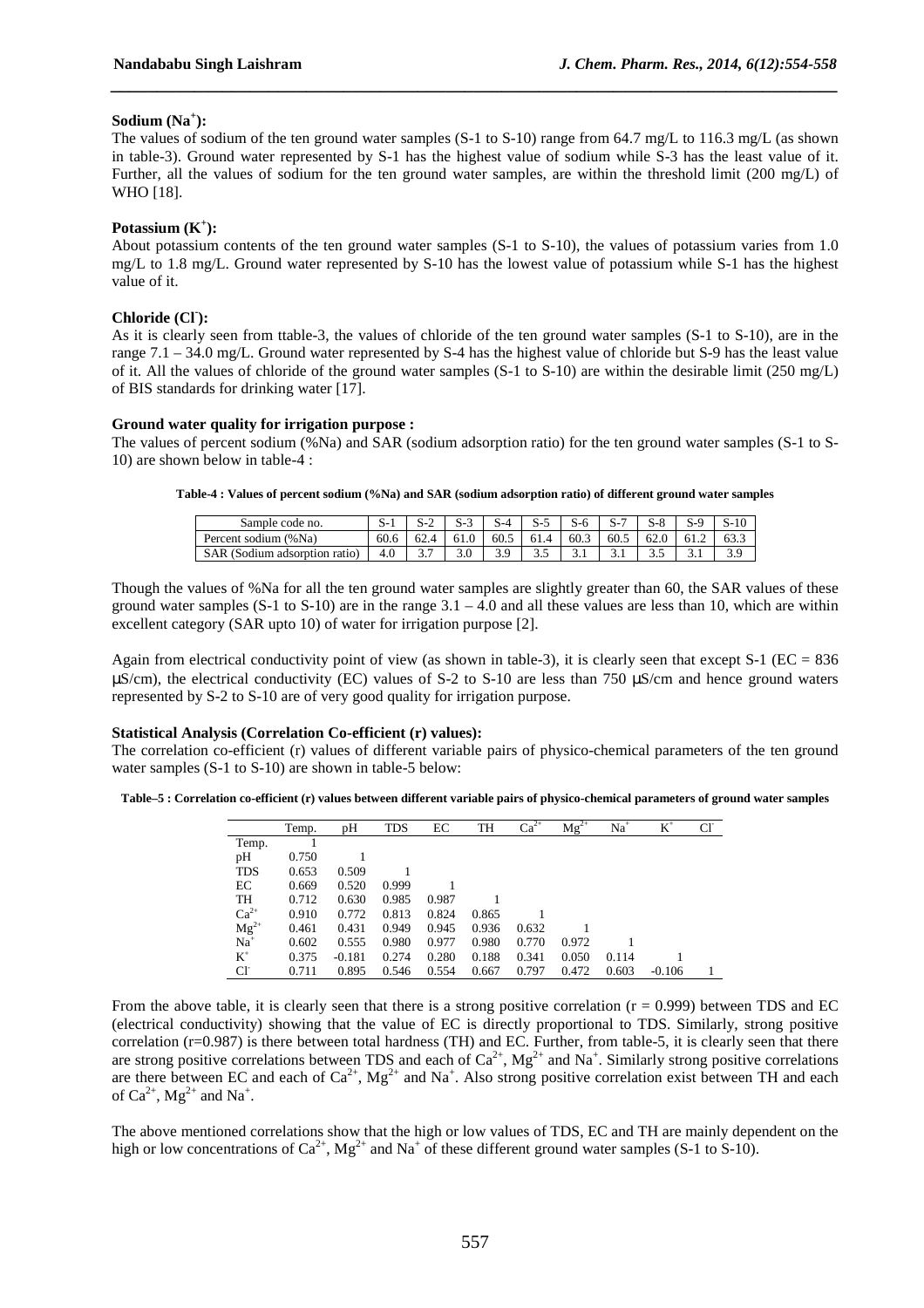**Sodium ($Na^+$):**

The values of sodium of the ten ground water samples (S-1 to S-10) range from 64.7 mg/L to 116.3 mg/L (as shown in table-3). Ground water represented by S-1 has the highest value of sodium while S-3 has the least value of it. Further, all the values of sodium for the ten ground water samples, are within the threshold limit (200 mg/L) of WHO [18].

**Potassium ($K^+$):**

About potassium contents of the ten ground water samples (S-1 to S-10), the values of potassium varies from 1.0 mg/L to 1.8 mg/L. Ground water represented by S-10 has the lowest value of potassium while S-1 has the highest value of it.

**Chloride ($Cl^-$):**

As it is clearly seen from ttable-3, the values of chloride of the ten ground water samples (S-1 to S-10), are in the range 7.1 – 34.0 mg/L. Ground water represented by S-4 has the highest value of chloride but S-9 has the least value of it. All the values of chloride of the ground water samples (S-1 to S-10) are within the desirable limit (250 mg/L) of BIS standards for drinking water [17].

**Ground water quality for irrigation purpose :**

The values of percent sodium (%Na) and SAR (sodium adsorption ratio) for the ten ground water samples (S-1 to S-10) are shown below in table-4 :

**Table-4 : Values of percent sodium (%Na) and SAR (sodium adsorption ratio) of different ground water samples**

| Sample code no. | S-1 | S-2 | S-3 | S-4 | S-5 | S-6 | S-7 | S-8 | S-9 | S-10 |
|---|---|---|---|---|---|---|---|---|---|---|
| Percent sodium (%Na) | 60.6 | 62.4 | 61.0 | 60.5 | 61.4 | 60.3 | 60.5 | 62.0 | 61.2 | 63.3 |
| SAR (Sodium adsorption ratio) | 4.0 | 3.7 | 3.0 | 3.9 | 3.5 | 3.1 | 3.1 | 3.5 | 3.1 | 3.9 |

Though the values of %Na for all the ten ground water samples are slightly greater than 60, the SAR values of these ground water samples (S-1 to S-10) are in the range 3.1 – 4.0 and all these values are less than 10, which are within excellent category (SAR upto 10) of water for irrigation purpose [2].

Again from electrical conductivity point of view (as shown in table-3), it is clearly seen that except S-1 (EC = 836 μS/cm), the electrical conductivity (EC) values of S-2 to S-10 are less than 750 μS/cm and hence ground waters represented by S-2 to S-10 are of very good quality for irrigation purpose.

**Statistical Analysis (Correlation Co-efficient (r) values):**

The correlation co-efficient (r) values of different variable pairs of physico-chemical parameters of the ten ground water samples (S-1 to S-10) are shown in table-5 below:

**Table–5 : Correlation co-efficient (r) values between different variable pairs of physico-chemical parameters of ground water samples**

| | Temp. | pH | TDS | EC | TH | $Ca^{2+}$ | $Mg^{2+}$ | $Na^+$ | $K^+$ | $Cl^-$ |
|---|---|---|---|---|---|---|---|---|---|---|
| Temp. | 1 | | | | | | | | | |
| pH | 0.750 | 1 | | | | | | | | |
| TDS | 0.653 | 0.509 | 1 | | | | | | | |
| EC | 0.669 | 0.520 | 0.999 | 1 | | | | | | |
| TH | 0.712 | 0.630 | 0.985 | 0.987 | 1 | | | | | |
| $Ca^{2+}$ | 0.910 | 0.772 | 0.813 | 0.824 | 0.865 | 1 | | | | |
| $Mg^{2+}$ | 0.461 | 0.431 | 0.949 | 0.945 | 0.936 | 0.632 | 1 | | | |
| $Na^+$ | 0.602 | 0.555 | 0.980 | 0.977 | 0.980 | 0.770 | 0.972 | 1 | | |
| $K^+$ | 0.375 | -0.181 | 0.274 | 0.280 | 0.188 | 0.341 | 0.050 | 0.114 | 1 | |
| $Cl^-$ | 0.711 | 0.895 | 0.546 | 0.554 | 0.667 | 0.797 | 0.472 | 0.603 | -0.106 | 1 |

From the above table, it is clearly seen that there is a strong positive correlation (r = 0.999) between TDS and EC (electrical conductivity) showing that the value of EC is directly proportional to TDS. Similarly, strong positive correlation (r=0.987) is there between total hardness (TH) and EC. Further, from table-5, it is clearly seen that there are strong positive correlations between TDS and each of $Ca^{2+}$, $Mg^{2+}$ and $Na^+$. Similarly strong positive correlations are there between EC and each of $Ca^{2+}$, $Mg^{2+}$ and $Na^+$. Also strong positive correlation exist between TH and each of $Ca^{2+}$, $Mg^{2+}$ and $Na^+$.

The above mentioned correlations show that the high or low values of TDS, EC and TH are mainly dependent on the high or low concentrations of $Ca^{2+}$, $Mg^{2+}$ and $Na^+$ of these different ground water samples (S-1 to S-10).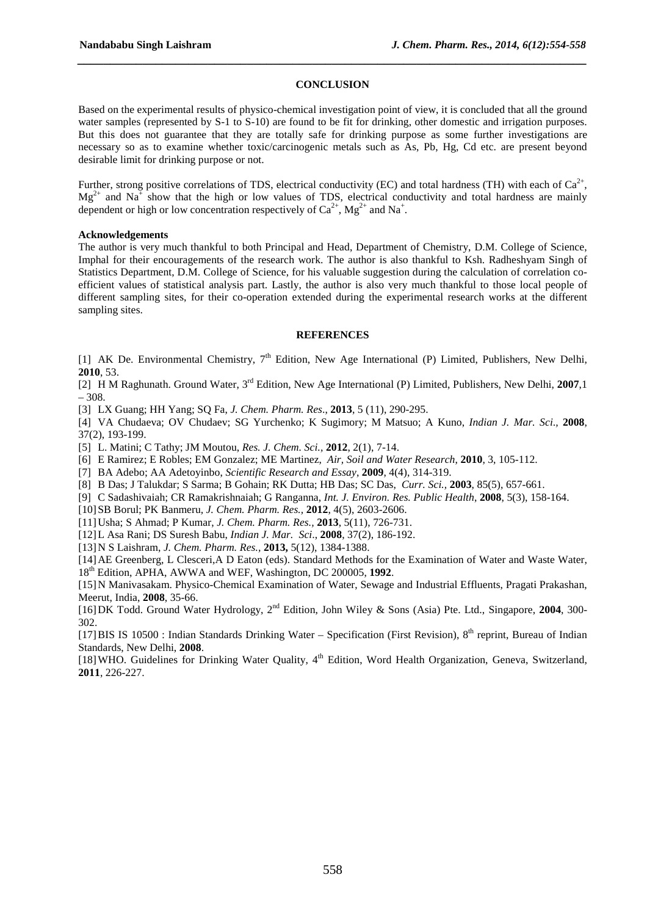## CONCLUSION

Based on the experimental results of physico-chemical investigation point of view, it is concluded that all the ground water samples (represented by S-1 to S-10) are found to be fit for drinking, other domestic and irrigation purposes. But this does not guarantee that they are totally safe for drinking purpose as some further investigations are necessary so as to examine whether toxic/carcinogenic metals such as As, Pb, Hg, Cd etc. are present beyond desirable limit for drinking purpose or not.

Further, strong positive correlations of TDS, electrical conductivity (EC) and total hardness (TH) with each of $Ca^{2+}$, $Mg^{2+}$ and $Na^{+}$ show that the high or low values of TDS, electrical conductivity and total hardness are mainly dependent or high or low concentration respectively of $Ca^{2+}$, $Mg^{2+}$ and $Na^{+}$.

**Acknowledgements**

The author is very much thankful to both Principal and Head, Department of Chemistry, D.M. College of Science, Imphal for their encouragements of the research work. The author is also thankful to Ksh. Radheshyam Singh of Statistics Department, D.M. College of Science, for his valuable suggestion during the calculation of correlation co-efficient values of statistical analysis part. Lastly, the author is also very much thankful to those local people of different sampling sites, for their co-operation extended during the experimental research works at the different sampling sites.

## REFERENCES

[1] AK De. Environmental Chemistry, 7th Edition, New Age International (P) Limited, Publishers, New Delhi, **2010**, 53.

[2] H M Raghunath. Ground Water, 3rd Edition, New Age International (P) Limited, Publishers, New Delhi, **2007**,1 – 308.

[3] LX Guang; HH Yang; SQ Fa, *J. Chem. Pharm. Res*., **2013**, 5 (11), 290-295.

[4] VA Chudaeva; OV Chudaev; SG Yurchenko; K Sugimory; M Matsuo; A Kuno, *Indian J. Mar. Sci*., **2008**, 37(2), 193-199.

[5] L. Matini; C Tathy; JM Moutou, *Res. J. Chem. Sci.,* **2012**, 2(1), 7-14.

[6] E Ramirez; E Robles; EM Gonzalez; ME Martinez, *Air, Soil and Water Research*, **2010**, 3, 105-112.

[7] BA Adebo; AA Adetoyinbo, *Scientific Research and Essay*, **2009**, 4(4), 314-319.

[8] B Das; J Talukdar; S Sarma; B Gohain; RK Dutta; HB Das; SC Das, *Curr. Sci.*, **2003**, 85(5), 657-661.

[9] C Sadashivaiah; CR Ramakrishnaiah; G Ranganna, *Int. J. Environ. Res. Public Health*, **2008**, 5(3), 158-164.

[10] SB Borul; PK Banmeru, *J. Chem. Pharm. Res.,* **2012**, 4(5), 2603-2606.

[11] Usha; S Ahmad; P Kumar, *J. Chem. Pharm. Res.,* **2013**, 5(11), 726-731.

[12] L Asa Rani; DS Suresh Babu, *Indian J. Mar. Sci*., **2008**, 37(2), 186-192.

[13] N S Laishram, *J. Chem. Pharm. Res.,* **2013,** 5(12), 1384-1388.

[14] AE Greenberg, L Clesceri,A D Eaton (eds). Standard Methods for the Examination of Water and Waste Water, 18th Edition, APHA, AWWA and WEF, Washington, DC 200005, **1992**.

[15] N Manivasakam. Physico-Chemical Examination of Water, Sewage and Industrial Effluents, Pragati Prakashan, Meerut, India, **2008**, 35-66.

[16] DK Todd. Ground Water Hydrology, 2nd Edition, John Wiley & Sons (Asia) Pte. Ltd., Singapore, **2004**, 300-302.

[17] BIS IS 10500 : Indian Standards Drinking Water – Specification (First Revision), 8th reprint, Bureau of Indian Standards, New Delhi, **2008**.

[18] WHO. Guidelines for Drinking Water Quality, 4th Edition, Word Health Organization, Geneva, Switzerland, **2011**, 226-227.